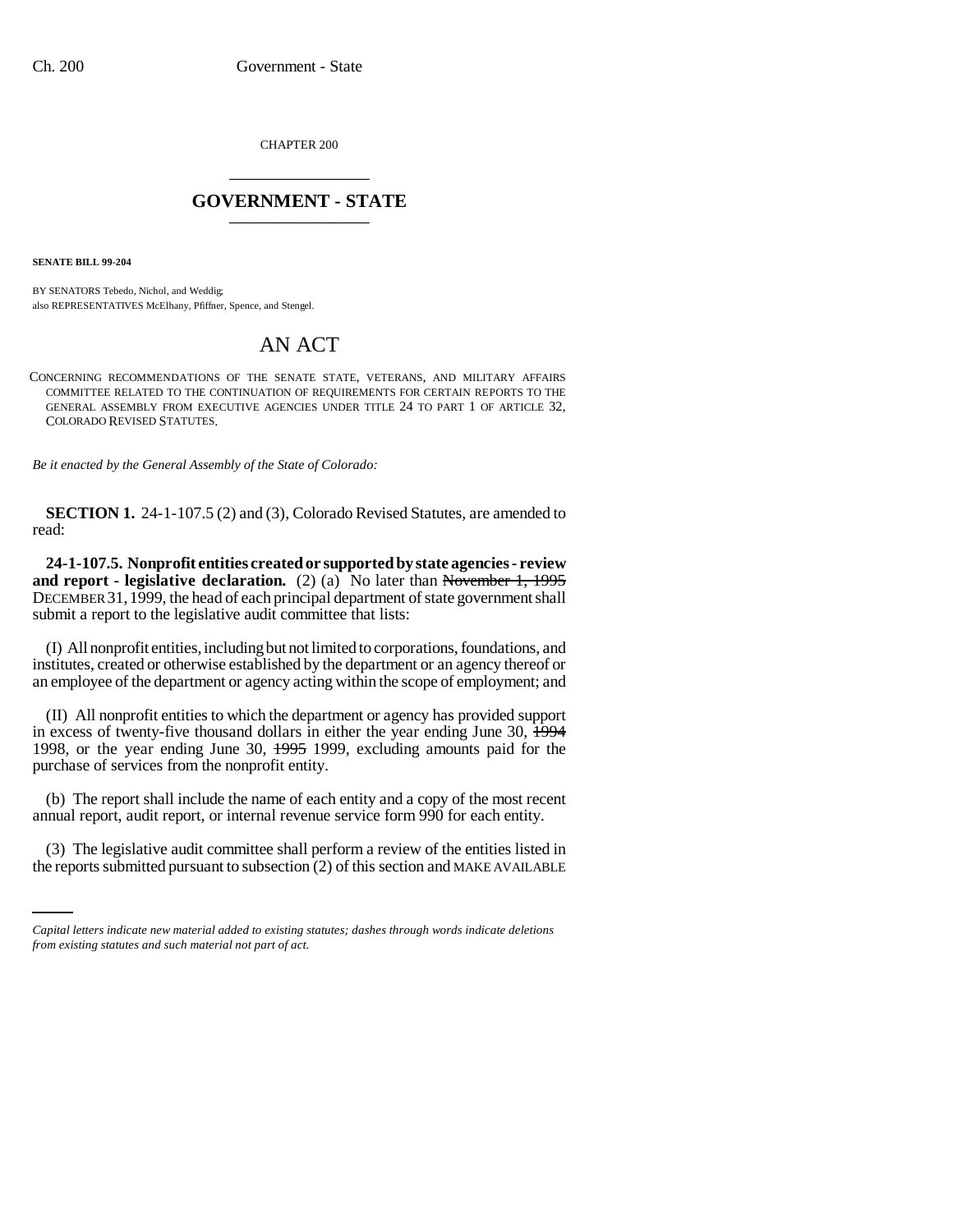CHAPTER 200

# GOVERNMENT - STATE

**SENATE BILL 99-204**

BY SENATORS Tebedo, Nichol, and Weddig;
also REPRESENTATIVES McElhany, Pfiffner, Spence, and Stengel.

# AN ACT

CONCERNING RECOMMENDATIONS OF THE SENATE STATE, VETERANS, AND MILITARY AFFAIRS COMMITTEE RELATED TO THE CONTINUATION OF REQUIREMENTS FOR CERTAIN REPORTS TO THE GENERAL ASSEMBLY FROM EXECUTIVE AGENCIES UNDER TITLE 24 TO PART 1 OF ARTICLE 32, COLORADO REVISED STATUTES.

*Be it enacted by the General Assembly of the State of Colorado:*

**SECTION 1.** 24-1-107.5 (2) and (3), Colorado Revised Statutes, are amended to read:

**24-1-107.5. Nonprofit entities created or supported by state agencies - review and report - legislative declaration.** (2) (a) No later than ~~November 1, 1995~~ DECEMBER 31, 1999, the head of each principal department of state government shall submit a report to the legislative audit committee that lists:

(I) All nonprofit entities, including but not limited to corporations, foundations, and institutes, created or otherwise established by the department or an agency thereof or an employee of the department or agency acting within the scope of employment; and

(II) All nonprofit entities to which the department or agency has provided support in excess of twenty-five thousand dollars in either the year ending June 30, ~~1994~~ 1998, or the year ending June 30, ~~1995~~ 1999, excluding amounts paid for the purchase of services from the nonprofit entity.

(b) The report shall include the name of each entity and a copy of the most recent annual report, audit report, or internal revenue service form 990 for each entity.

(3) The legislative audit committee shall perform a review of the entities listed in the reports submitted pursuant to subsection (2) of this section and MAKE AVAILABLE

*Capital letters indicate new material added to existing statutes; dashes through words indicate deletions from existing statutes and such material not part of act.*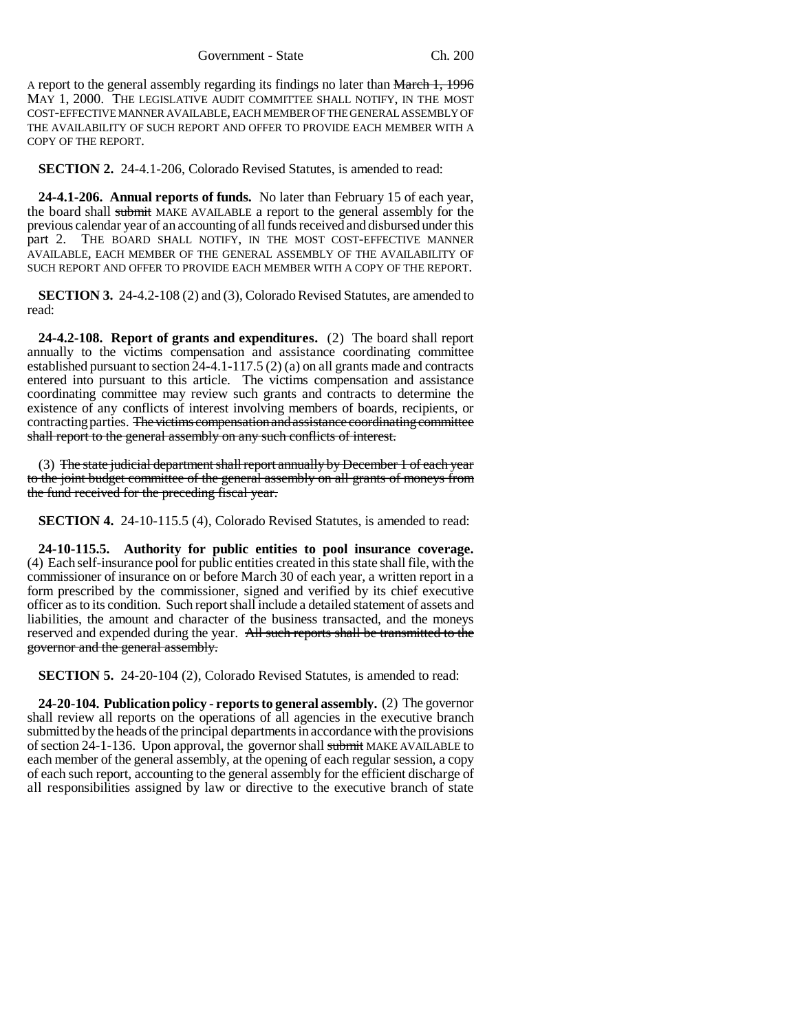A report to the general assembly regarding its findings no later than ~~March 1, 1996~~ MAY 1, 2000. THE LEGISLATIVE AUDIT COMMITTEE SHALL NOTIFY, IN THE MOST COST-EFFECTIVE MANNER AVAILABLE, EACH MEMBER OF THE GENERAL ASSEMBLY OF THE AVAILABILITY OF SUCH REPORT AND OFFER TO PROVIDE EACH MEMBER WITH A COPY OF THE REPORT.

**SECTION 2.** 24-4.1-206, Colorado Revised Statutes, is amended to read:

**24-4.1-206. Annual reports of funds.** No later than February 15 of each year, the board shall ~~submit~~ MAKE AVAILABLE a report to the general assembly for the previous calendar year of an accounting of all funds received and disbursed under this part 2. THE BOARD SHALL NOTIFY, IN THE MOST COST-EFFECTIVE MANNER AVAILABLE, EACH MEMBER OF THE GENERAL ASSEMBLY OF THE AVAILABILITY OF SUCH REPORT AND OFFER TO PROVIDE EACH MEMBER WITH A COPY OF THE REPORT.

**SECTION 3.** 24-4.2-108 (2) and (3), Colorado Revised Statutes, are amended to read:

**24-4.2-108. Report of grants and expenditures.** (2) The board shall report annually to the victims compensation and assistance coordinating committee established pursuant to section 24-4.1-117.5 (2) (a) on all grants made and contracts entered into pursuant to this article. The victims compensation and assistance coordinating committee may review such grants and contracts to determine the existence of any conflicts of interest involving members of boards, recipients, or contracting parties. ~~The victims compensation and assistance coordinating committee shall report to the general assembly on any such conflicts of interest.~~

(3) ~~The state judicial department shall report annually by December 1 of each year to the joint budget committee of the general assembly on all grants of moneys from the fund received for the preceding fiscal year.~~

**SECTION 4.** 24-10-115.5 (4), Colorado Revised Statutes, is amended to read:

**24-10-115.5. Authority for public entities to pool insurance coverage.** (4) Each self-insurance pool for public entities created in this state shall file, with the commissioner of insurance on or before March 30 of each year, a written report in a form prescribed by the commissioner, signed and verified by its chief executive officer as to its condition. Such report shall include a detailed statement of assets and liabilities, the amount and character of the business transacted, and the moneys reserved and expended during the year. ~~All such reports shall be transmitted to the governor and the general assembly.~~

**SECTION 5.** 24-20-104 (2), Colorado Revised Statutes, is amended to read:

**24-20-104. Publication policy - reports to general assembly.** (2) The governor shall review all reports on the operations of all agencies in the executive branch submitted by the heads of the principal departments in accordance with the provisions of section 24-1-136. Upon approval, the governor shall ~~submit~~ MAKE AVAILABLE to each member of the general assembly, at the opening of each regular session, a copy of each such report, accounting to the general assembly for the efficient discharge of all responsibilities assigned by law or directive to the executive branch of state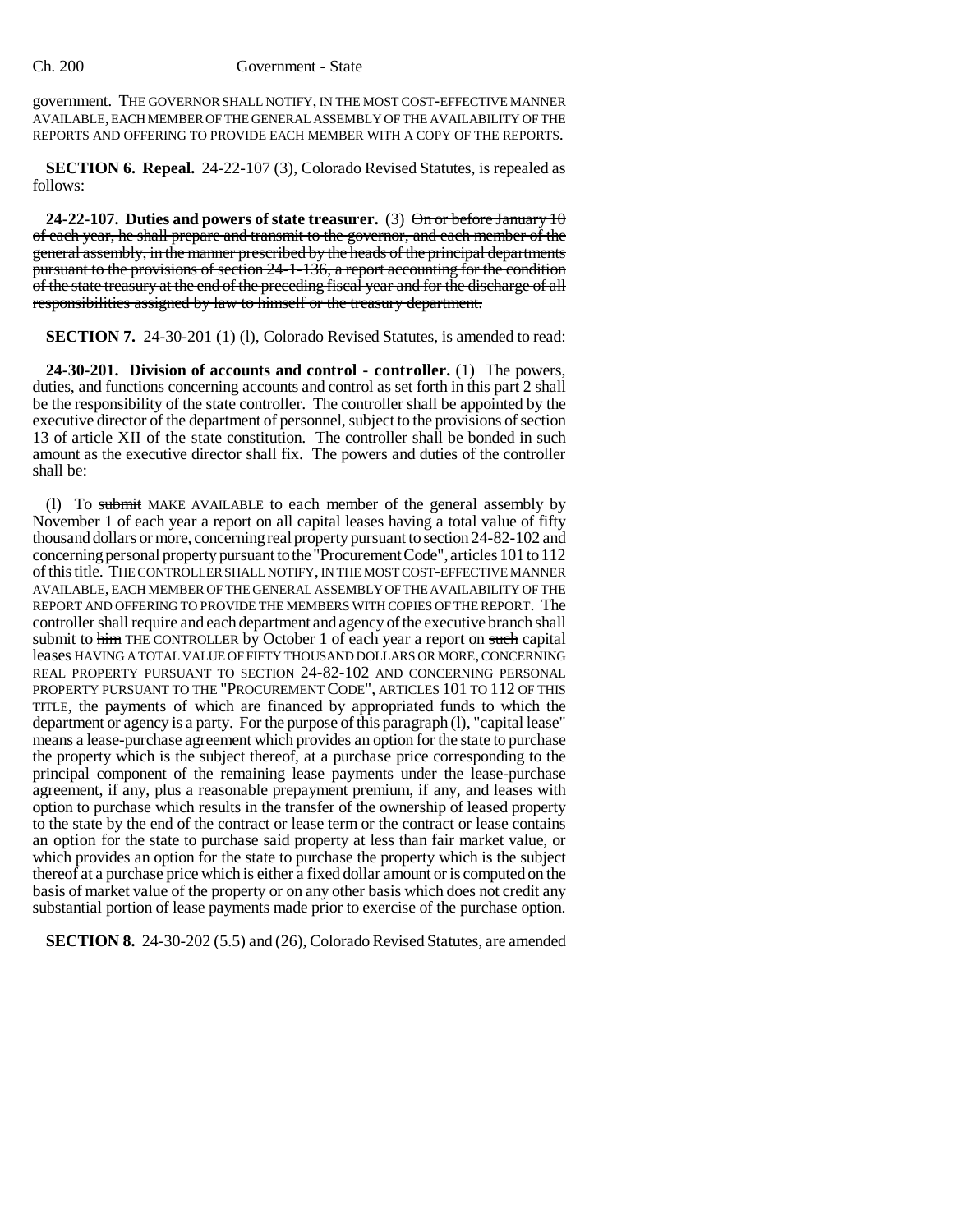government. THE GOVERNOR SHALL NOTIFY, IN THE MOST COST-EFFECTIVE MANNER AVAILABLE, EACH MEMBER OF THE GENERAL ASSEMBLY OF THE AVAILABILITY OF THE REPORTS AND OFFERING TO PROVIDE EACH MEMBER WITH A COPY OF THE REPORTS.

**SECTION 6. Repeal.** 24-22-107 (3), Colorado Revised Statutes, is repealed as follows:

**24-22-107. Duties and powers of state treasurer.** (3) ~~On or before January 10 of each year, he shall prepare and transmit to the governor, and each member of the general assembly, in the manner prescribed by the heads of the principal departments pursuant to the provisions of section 24-1-136, a report accounting for the condition of the state treasury at the end of the preceding fiscal year and for the discharge of all responsibilities assigned by law to himself or the treasury department.~~

**SECTION 7.** 24-30-201 (1) (l), Colorado Revised Statutes, is amended to read:

**24-30-201. Division of accounts and control - controller.** (1) The powers, duties, and functions concerning accounts and control as set forth in this part 2 shall be the responsibility of the state controller. The controller shall be appointed by the executive director of the department of personnel, subject to the provisions of section 13 of article XII of the state constitution. The controller shall be bonded in such amount as the executive director shall fix. The powers and duties of the controller shall be:

(l) To ~~submit~~ MAKE AVAILABLE to each member of the general assembly by November 1 of each year a report on all capital leases having a total value of fifty thousand dollars or more, concerning real property pursuant to section 24-82-102 and concerning personal property pursuant to the "Procurement Code", articles 101 to 112 of this title. THE CONTROLLER SHALL NOTIFY, IN THE MOST COST-EFFECTIVE MANNER AVAILABLE, EACH MEMBER OF THE GENERAL ASSEMBLY OF THE AVAILABILITY OF THE REPORT AND OFFERING TO PROVIDE THE MEMBERS WITH COPIES OF THE REPORT. The controller shall require and each department and agency of the executive branch shall submit to ~~him~~ THE CONTROLLER by October 1 of each year a report on ~~such~~ capital leases HAVING A TOTAL VALUE OF FIFTY THOUSAND DOLLARS OR MORE, CONCERNING REAL PROPERTY PURSUANT TO SECTION 24-82-102 AND CONCERNING PERSONAL PROPERTY PURSUANT TO THE "PROCUREMENT CODE", ARTICLES 101 TO 112 OF THIS TITLE, the payments of which are financed by appropriated funds to which the department or agency is a party. For the purpose of this paragraph (l), "capital lease" means a lease-purchase agreement which provides an option for the state to purchase the property which is the subject thereof, at a purchase price corresponding to the principal component of the remaining lease payments under the lease-purchase agreement, if any, plus a reasonable prepayment premium, if any, and leases with option to purchase which results in the transfer of the ownership of leased property to the state by the end of the contract or lease term or the contract or lease contains an option for the state to purchase said property at less than fair market value, or which provides an option for the state to purchase the property which is the subject thereof at a purchase price which is either a fixed dollar amount or is computed on the basis of market value of the property or on any other basis which does not credit any substantial portion of lease payments made prior to exercise of the purchase option.

**SECTION 8.** 24-30-202 (5.5) and (26), Colorado Revised Statutes, are amended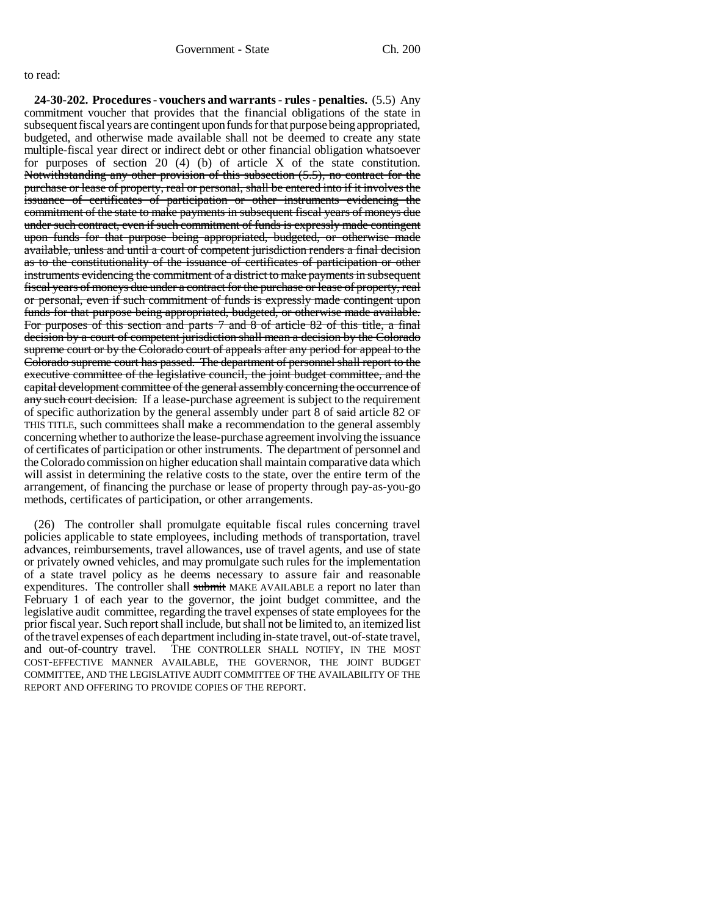to read:

**24-30-202. Procedures - vouchers and warrants - rules - penalties.** (5.5) Any commitment voucher that provides that the financial obligations of the state in subsequent fiscal years are contingent upon funds for that purpose being appropriated, budgeted, and otherwise made available shall not be deemed to create any state multiple-fiscal year direct or indirect debt or other financial obligation whatsoever for purposes of section 20 (4) (b) of article X of the state constitution. ~~Notwithstanding any other provision of this subsection (5.5), no contract for the purchase or lease of property, real or personal, shall be entered into if it involves the issuance of certificates of participation or other instruments evidencing the commitment of the state to make payments in subsequent fiscal years of moneys due under such contract, even if such commitment of funds is expressly made contingent upon funds for that purpose being appropriated, budgeted, or otherwise made available, unless and until a court of competent jurisdiction renders a final decision as to the constitutionality of the issuance of certificates of participation or other instruments evidencing the commitment of a district to make payments in subsequent fiscal years of moneys due under a contract for the purchase or lease of property, real or personal, even if such commitment of funds is expressly made contingent upon funds for that purpose being appropriated, budgeted, or otherwise made available. For purposes of this section and parts 7 and 8 of article 82 of this title, a final decision by a court of competent jurisdiction shall mean a decision by the Colorado supreme court or by the Colorado court of appeals after any period for appeal to the Colorado supreme court has passed. The department of personnel shall report to the executive committee of the legislative council, the joint budget committee, and the capital development committee of the general assembly concerning the occurrence of any such court decision.~~ If a lease-purchase agreement is subject to the requirement of specific authorization by the general assembly under part 8 of ~~said~~ article 82 OF THIS TITLE, such committees shall make a recommendation to the general assembly concerning whether to authorize the lease-purchase agreement involving the issuance of certificates of participation or other instruments. The department of personnel and the Colorado commission on higher education shall maintain comparative data which will assist in determining the relative costs to the state, over the entire term of the arrangement, of financing the purchase or lease of property through pay-as-you-go methods, certificates of participation, or other arrangements.

(26) The controller shall promulgate equitable fiscal rules concerning travel policies applicable to state employees, including methods of transportation, travel advances, reimbursements, travel allowances, use of travel agents, and use of state or privately owned vehicles, and may promulgate such rules for the implementation of a state travel policy as he deems necessary to assure fair and reasonable expenditures. The controller shall ~~submit~~ MAKE AVAILABLE a report no later than February 1 of each year to the governor, the joint budget committee, and the legislative audit committee, regarding the travel expenses of state employees for the prior fiscal year. Such report shall include, but shall not be limited to, an itemized list of the travel expenses of each department including in-state travel, out-of-state travel, and out-of-country travel. THE CONTROLLER SHALL NOTIFY, IN THE MOST COST-EFFECTIVE MANNER AVAILABLE, THE GOVERNOR, THE JOINT BUDGET COMMITTEE, AND THE LEGISLATIVE AUDIT COMMITTEE OF THE AVAILABILITY OF THE REPORT AND OFFERING TO PROVIDE COPIES OF THE REPORT.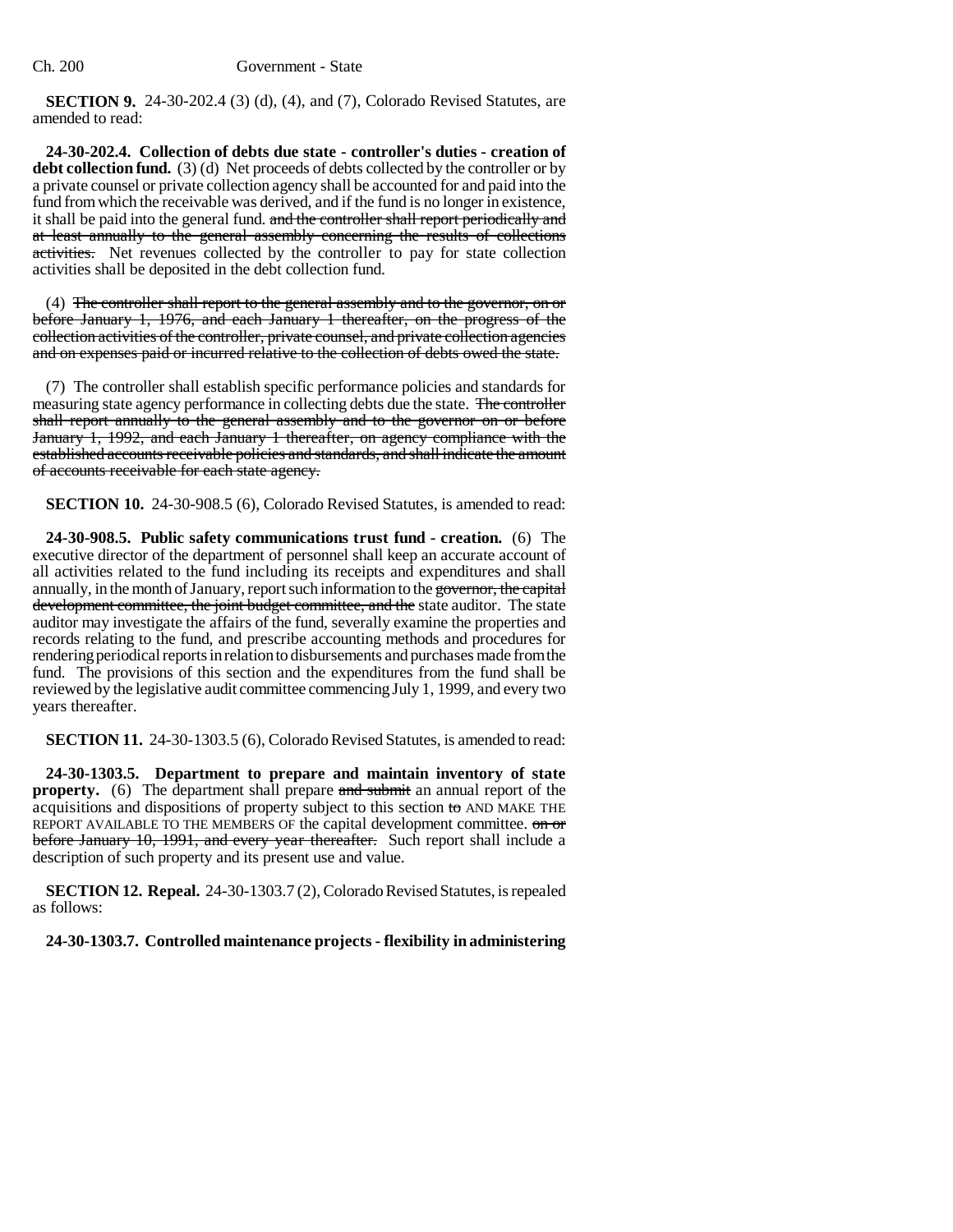**SECTION 9.** 24-30-202.4 (3) (d), (4), and (7), Colorado Revised Statutes, are amended to read:

**24-30-202.4. Collection of debts due state - controller's duties - creation of debt collection fund.** (3) (d) Net proceeds of debts collected by the controller or by a private counsel or private collection agency shall be accounted for and paid into the fund from which the receivable was derived, and if the fund is no longer in existence, it shall be paid into the general fund. ~~and the controller shall report periodically and at least annually to the general assembly concerning the results of collections activities.~~ Net revenues collected by the controller to pay for state collection activities shall be deposited in the debt collection fund.

(4) ~~The controller shall report to the general assembly and to the governor, on or before January 1, 1976, and each January 1 thereafter, on the progress of the collection activities of the controller, private counsel, and private collection agencies and on expenses paid or incurred relative to the collection of debts owed the state.~~

(7) The controller shall establish specific performance policies and standards for measuring state agency performance in collecting debts due the state. ~~The controller shall report annually to the general assembly and to the governor on or before January 1, 1992, and each January 1 thereafter, on agency compliance with the established accounts receivable policies and standards, and shall indicate the amount of accounts receivable for each state agency.~~

**SECTION 10.** 24-30-908.5 (6), Colorado Revised Statutes, is amended to read:

**24-30-908.5. Public safety communications trust fund - creation.** (6) The executive director of the department of personnel shall keep an accurate account of all activities related to the fund including its receipts and expenditures and shall annually, in the month of January, report such information to the ~~governor, the capital development committee, the joint budget committee, and the~~ state auditor. The state auditor may investigate the affairs of the fund, severally examine the properties and records relating to the fund, and prescribe accounting methods and procedures for rendering periodical reports in relation to disbursements and purchases made from the fund. The provisions of this section and the expenditures from the fund shall be reviewed by the legislative audit committee commencing July 1, 1999, and every two years thereafter.

**SECTION 11.** 24-30-1303.5 (6), Colorado Revised Statutes, is amended to read:

**24-30-1303.5. Department to prepare and maintain inventory of state property.** (6) The department shall prepare ~~and submit~~ an annual report of the acquisitions and dispositions of property subject to this section ~~to~~ AND MAKE THE REPORT AVAILABLE TO THE MEMBERS OF the capital development committee. ~~on or before January 10, 1991, and every year thereafter.~~ Such report shall include a description of such property and its present use and value.

**SECTION 12. Repeal.** 24-30-1303.7 (2), Colorado Revised Statutes, is repealed as follows:

**24-30-1303.7. Controlled maintenance projects - flexibility in administering**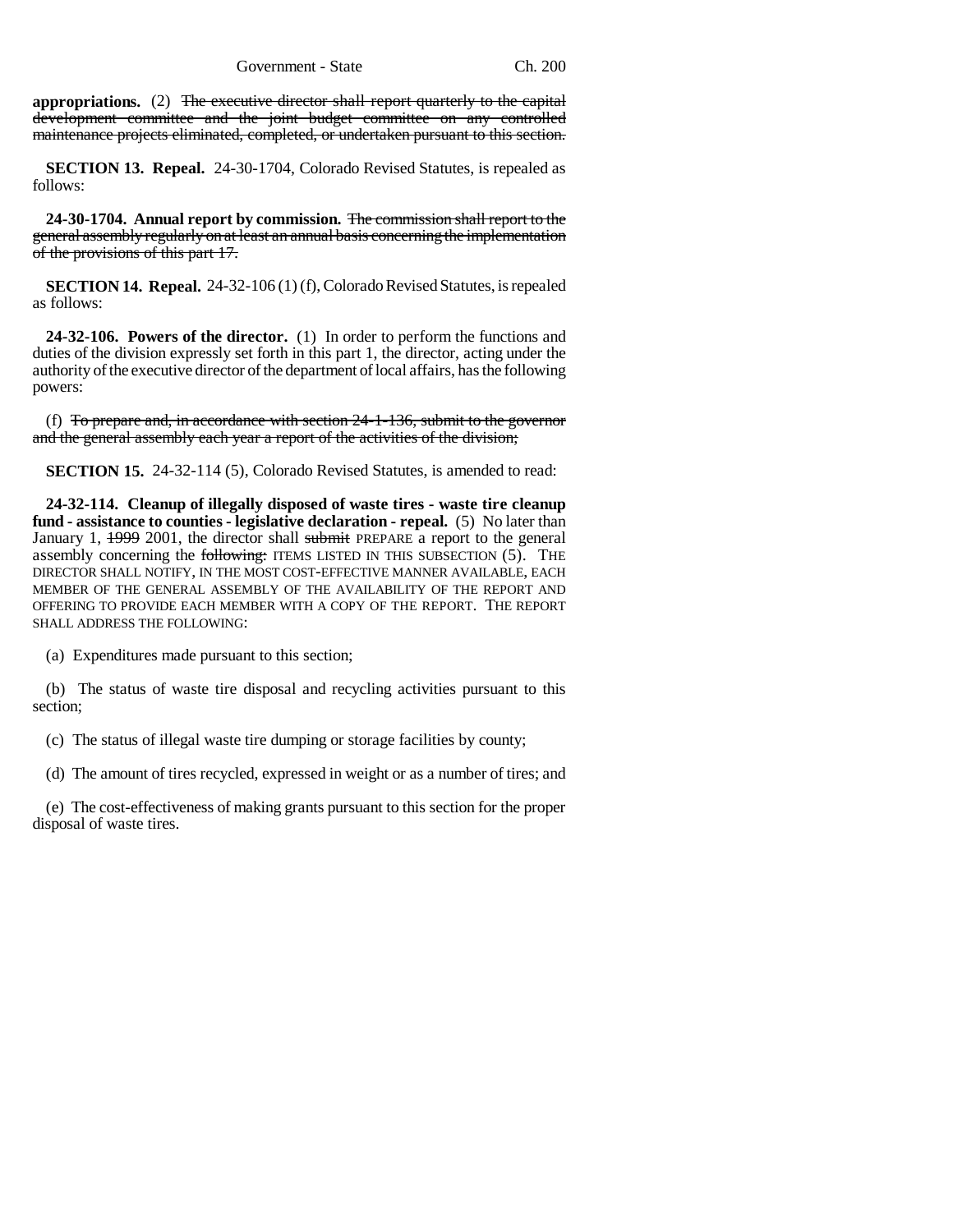**appropriations.** (2) ~~The executive director shall report quarterly to the capital development committee and the joint budget committee on any controlled maintenance projects eliminated, completed, or undertaken pursuant to this section.~~

**SECTION 13. Repeal.** 24-30-1704, Colorado Revised Statutes, is repealed as follows:

**24-30-1704. Annual report by commission.** ~~The commission shall report to the general assembly regularly on at least an annual basis concerning the implementation of the provisions of this part 17.~~

**SECTION 14. Repeal.** 24-32-106 (1) (f), Colorado Revised Statutes, is repealed as follows:

**24-32-106. Powers of the director.** (1) In order to perform the functions and duties of the division expressly set forth in this part 1, the director, acting under the authority of the executive director of the department of local affairs, has the following powers:

(f) ~~To prepare and, in accordance with section 24-1-136, submit to the governor and the general assembly each year a report of the activities of the division;~~

**SECTION 15.** 24-32-114 (5), Colorado Revised Statutes, is amended to read:

**24-32-114. Cleanup of illegally disposed of waste tires - waste tire cleanup fund - assistance to counties - legislative declaration - repeal.** (5) No later than January 1, ~~1999~~ 2001, the director shall ~~submit~~ PREPARE a report to the general assembly concerning the ~~following:~~ ITEMS LISTED IN THIS SUBSECTION (5). THE DIRECTOR SHALL NOTIFY, IN THE MOST COST-EFFECTIVE MANNER AVAILABLE, EACH MEMBER OF THE GENERAL ASSEMBLY OF THE AVAILABILITY OF THE REPORT AND OFFERING TO PROVIDE EACH MEMBER WITH A COPY OF THE REPORT. THE REPORT SHALL ADDRESS THE FOLLOWING:

(a) Expenditures made pursuant to this section;

(b) The status of waste tire disposal and recycling activities pursuant to this section;

(c) The status of illegal waste tire dumping or storage facilities by county;

(d) The amount of tires recycled, expressed in weight or as a number of tires; and

(e) The cost-effectiveness of making grants pursuant to this section for the proper disposal of waste tires.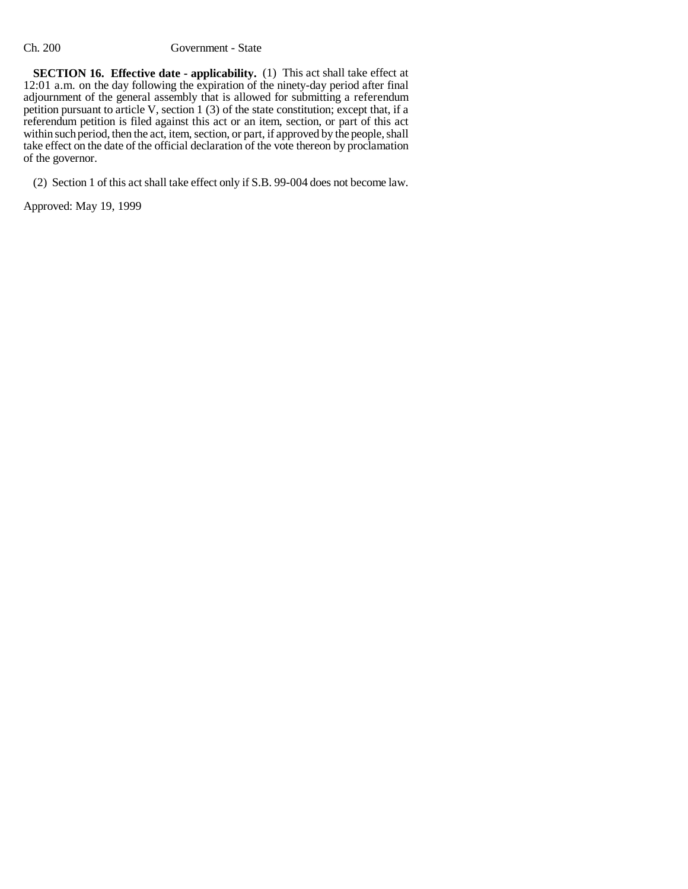**SECTION 16. Effective date - applicability.** (1) This act shall take effect at 12:01 a.m. on the day following the expiration of the ninety-day period after final adjournment of the general assembly that is allowed for submitting a referendum petition pursuant to article V, section 1 (3) of the state constitution; except that, if a referendum petition is filed against this act or an item, section, or part of this act within such period, then the act, item, section, or part, if approved by the people, shall take effect on the date of the official declaration of the vote thereon by proclamation of the governor.

(2) Section 1 of this act shall take effect only if S.B. 99-004 does not become law.

Approved: May 19, 1999